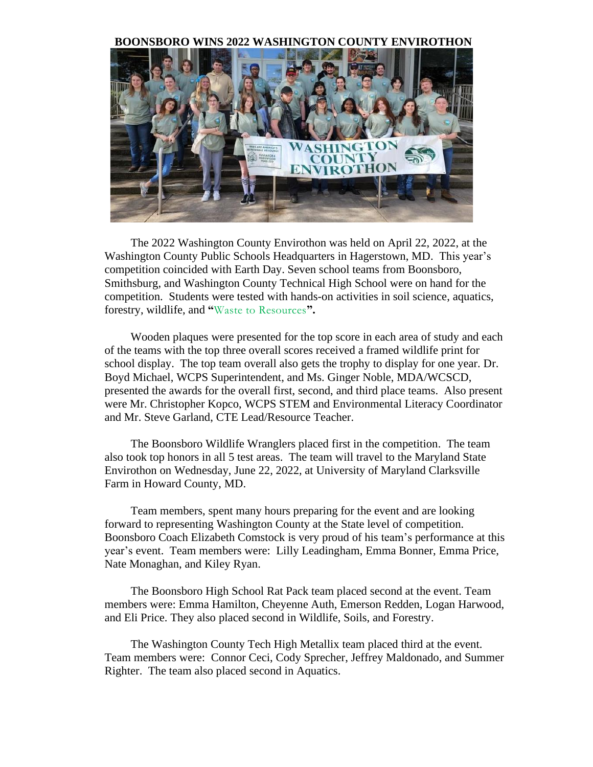**BOONSBORO WINS 2022 WASHINGTON COUNTY ENVIROTHON**

The 2022 Washington County Envirothon was held on April 22, 2022, at the Washington County Public Schools Headquarters in Hagerstown, MD. This year's competition coincided with Earth Day. Seven school teams from Boonsboro, Smithsburg, and Washington County Technical High School were on hand for the competition. Students were tested with hands-on activities in soil science, aquatics, forestry, wildlife, and **"**Waste to Resources**".**

Wooden plaques were presented for the top score in each area of study and each of the teams with the top three overall scores received a framed wildlife print for school display. The top team overall also gets the trophy to display for one year. Dr. Boyd Michael, WCPS Superintendent, and Ms. Ginger Noble, MDA/WCSCD, presented the awards for the overall first, second, and third place teams. Also present were Mr. Christopher Kopco, WCPS STEM and Environmental Literacy Coordinator and Mr. Steve Garland, CTE Lead/Resource Teacher.

The Boonsboro Wildlife Wranglers placed first in the competition. The team also took top honors in all 5 test areas. The team will travel to the Maryland State Envirothon on Wednesday, June 22, 2022, at University of Maryland Clarksville Farm in Howard County, MD.

Team members, spent many hours preparing for the event and are looking forward to representing Washington County at the State level of competition. Boonsboro Coach Elizabeth Comstock is very proud of his team's performance at this year's event. Team members were: Lilly Leadingham, Emma Bonner, Emma Price, Nate Monaghan, and Kiley Ryan.

The Boonsboro High School Rat Pack team placed second at the event. Team members were: Emma Hamilton, Cheyenne Auth, Emerson Redden, Logan Harwood, and Eli Price. They also placed second in Wildlife, Soils, and Forestry.

The Washington County Tech High Metallix team placed third at the event. Team members were: Connor Ceci, Cody Sprecher, Jeffrey Maldonado, and Summer Righter. The team also placed second in Aquatics.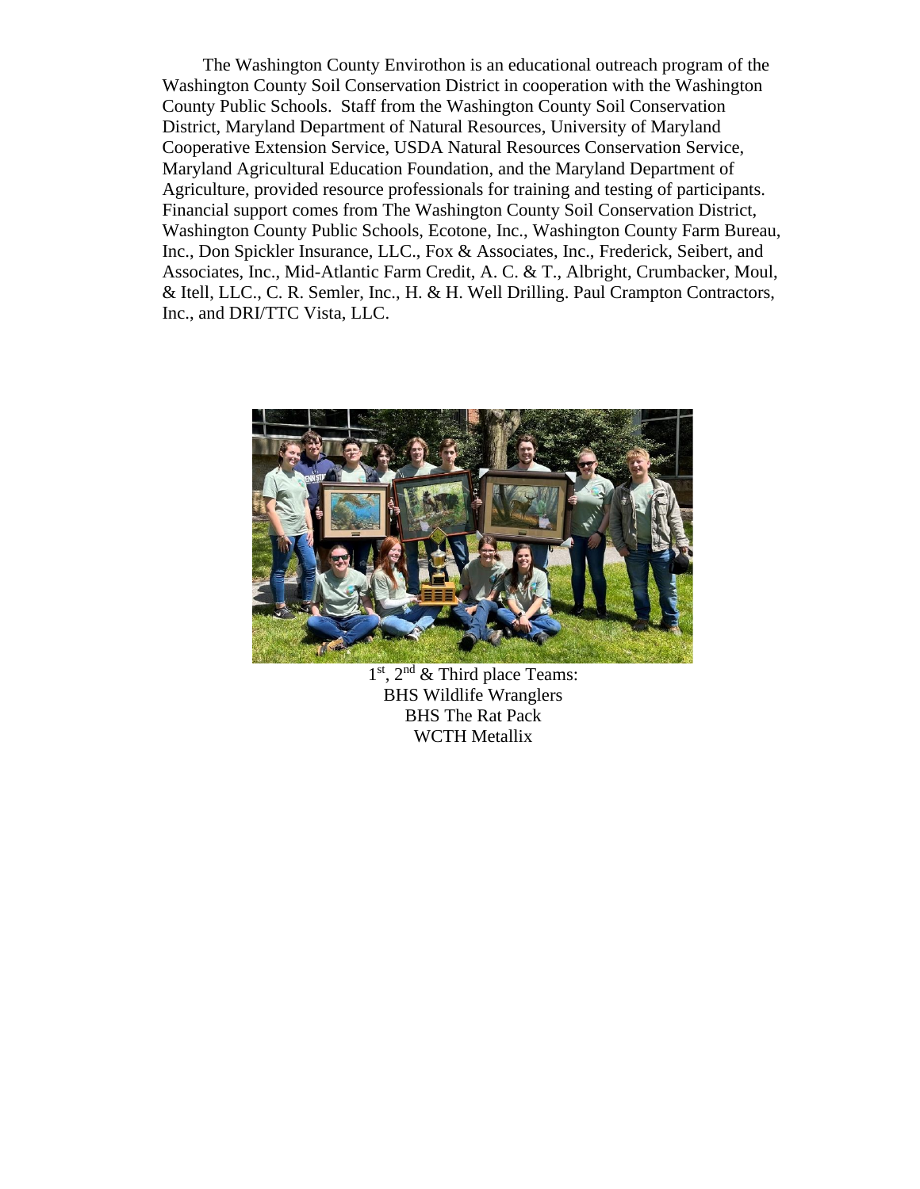The Washington County Envirothon is an educational outreach program of the Washington County Soil Conservation District in cooperation with the Washington County Public Schools. Staff from the Washington County Soil Conservation District, Maryland Department of Natural Resources, University of Maryland Cooperative Extension Service, USDA Natural Resources Conservation Service, Maryland Agricultural Education Foundation, and the Maryland Department of Agriculture, provided resource professionals for training and testing of participants. Financial support comes from The Washington County Soil Conservation District, Washington County Public Schools, Ecotone, Inc., Washington County Farm Bureau, Inc., Don Spickler Insurance, LLC., Fox & Associates, Inc., Frederick, Seibert, and Associates, Inc., Mid-Atlantic Farm Credit, A. C. & T., Albright, Crumbacker, Moul, & Itell, LLC., C. R. Semler, Inc., H. & H. Well Drilling. Paul Crampton Contractors, Inc., and DRI/TTC Vista, LLC.

1st, 2nd & Third place Teams:
BHS Wildlife Wranglers
BHS The Rat Pack
WCTH Metallix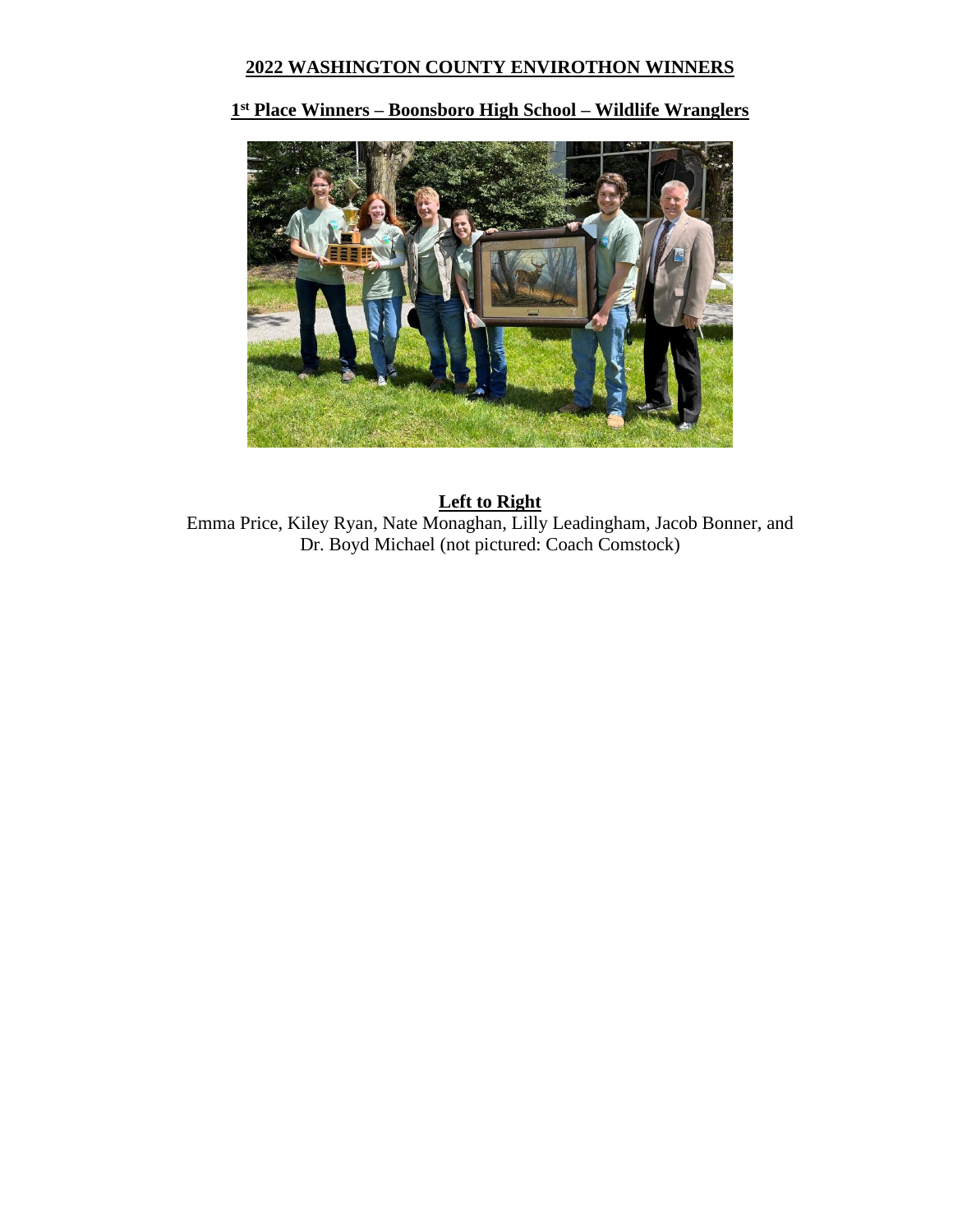## 2022 WASHINGTON COUNTY ENVIROTHON WINNERS

### 1st Place Winners – Boonsboro High School – Wildlife Wranglers

**Left to Right**

Emma Price, Kiley Ryan, Nate Monaghan, Lilly Leadingham, Jacob Bonner, and Dr. Boyd Michael (not pictured: Coach Comstock)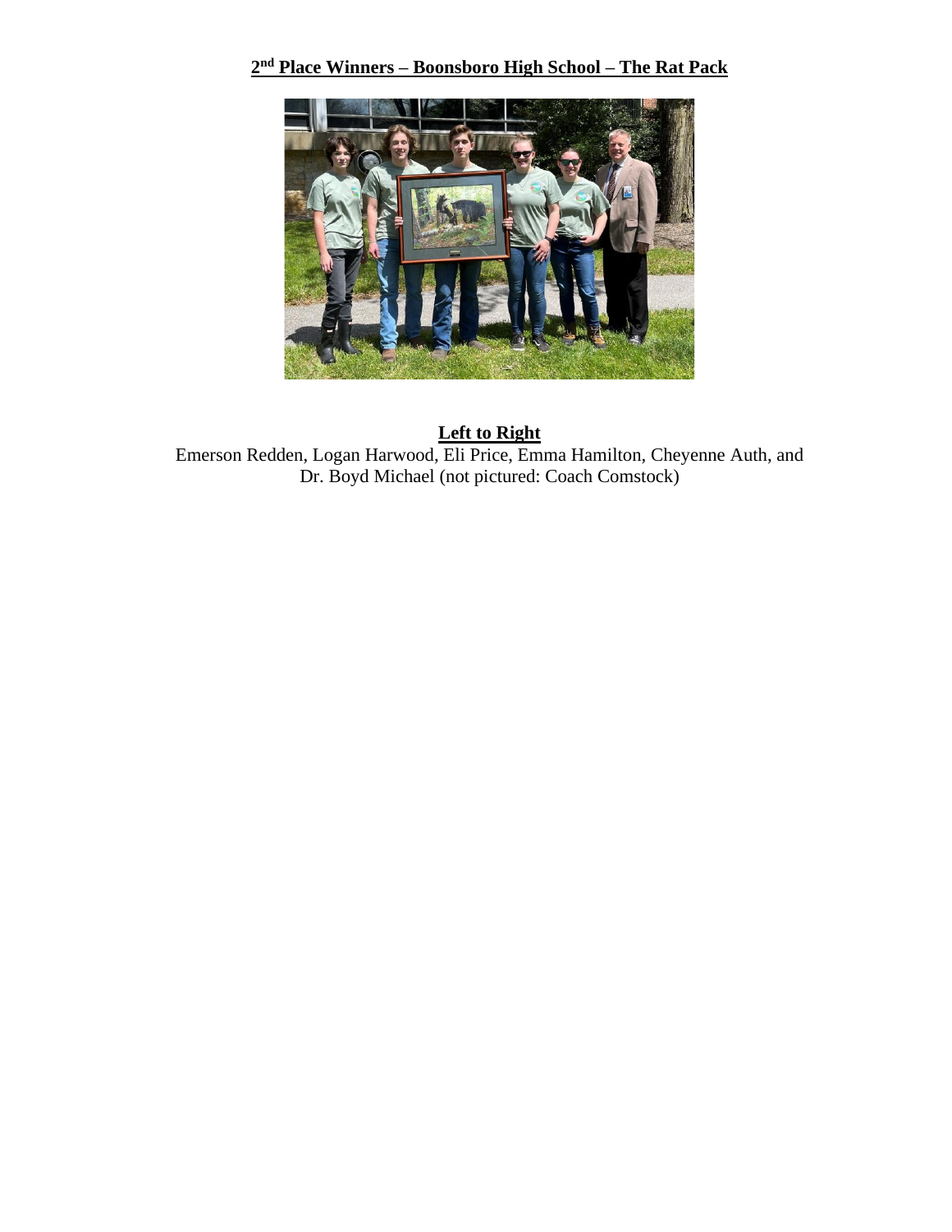**2nd Place Winners – Boonsboro High School – The Rat Pack**

**Left to Right**

Emerson Redden, Logan Harwood, Eli Price, Emma Hamilton, Cheyenne Auth, and Dr. Boyd Michael (not pictured: Coach Comstock)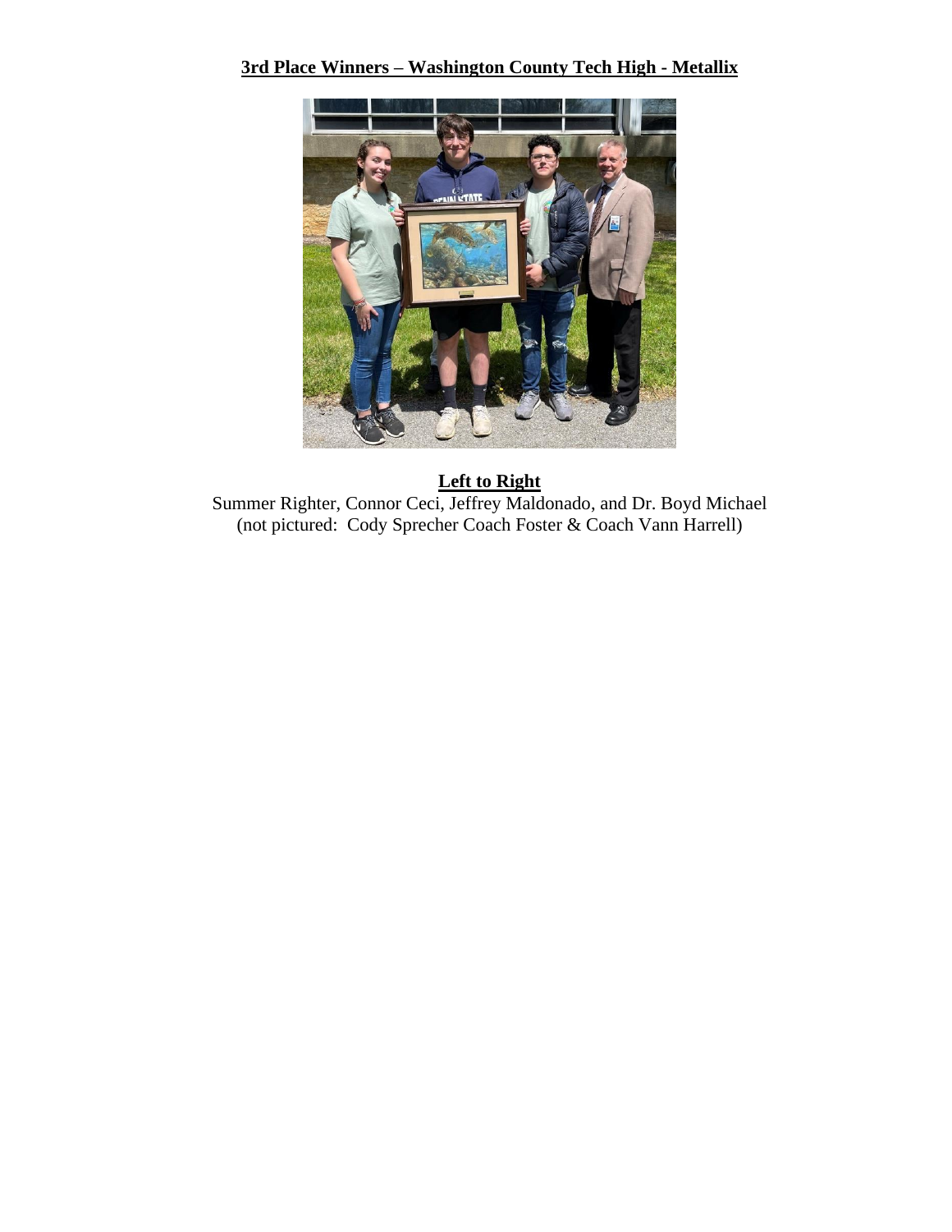**3rd Place Winners – Washington County Tech High - Metallix**

**Left to Right**

Summer Righter, Connor Ceci, Jeffrey Maldonado, and Dr. Boyd Michael
(not pictured: Cody Sprecher Coach Foster & Coach Vann Harrell)